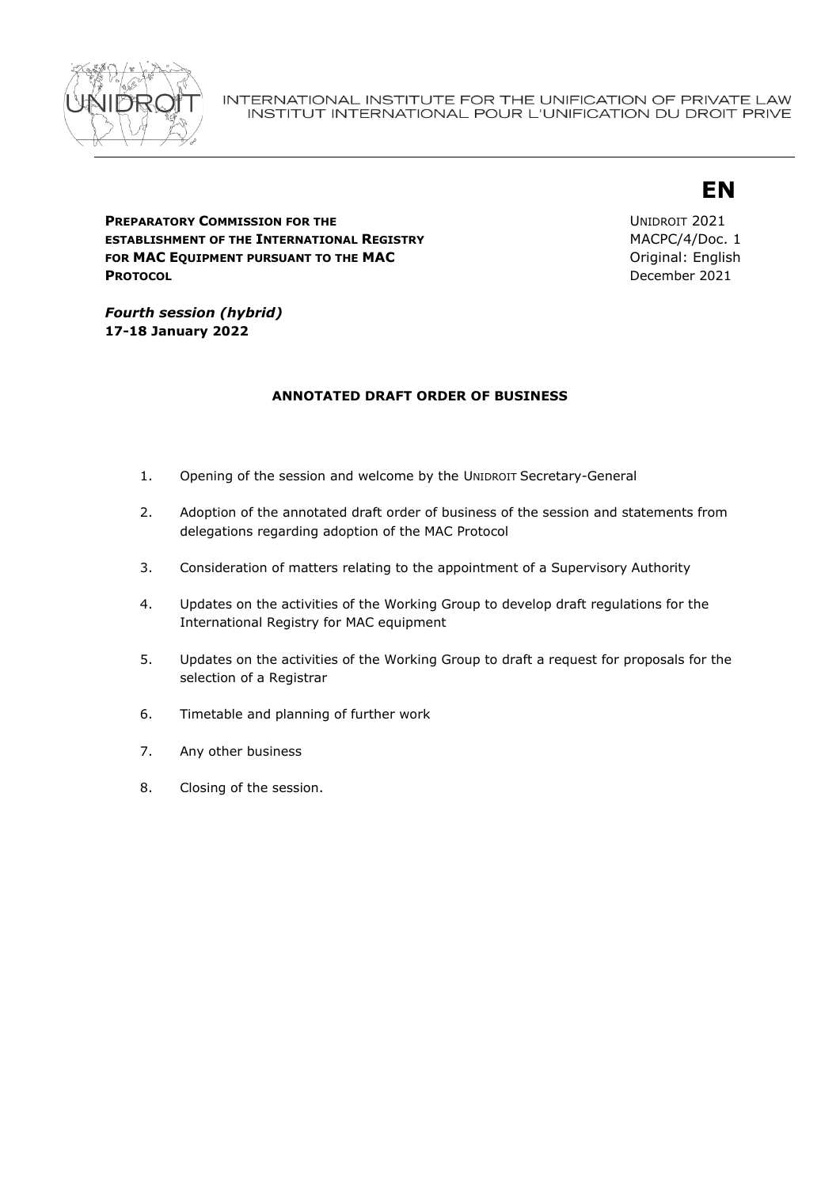INTERNATIONAL INSTITUTE FOR THE UNIFICATION OF PRIVATE LAW
INSTITUT INTERNATIONAL POUR L'UNIFICATION DU DROIT PRIVE

**EN**

**PREPARATORY COMMISSION FOR THE ESTABLISHMENT OF THE INTERNATIONAL REGISTRY FOR MAC EQUIPMENT PURSUANT TO THE MAC PROTOCOL**

UNIDROIT 2021
MACPC/4/Doc. 1
Original: English
December 2021

***Fourth session (hybrid)***
**17-18 January 2022**

## ANNOTATED DRAFT ORDER OF BUSINESS

1. Opening of the session and welcome by the UNIDROIT Secretary-General
2. Adoption of the annotated draft order of business of the session and statements from delegations regarding adoption of the MAC Protocol
3. Consideration of matters relating to the appointment of a Supervisory Authority
4. Updates on the activities of the Working Group to develop draft regulations for the International Registry for MAC equipment
5. Updates on the activities of the Working Group to draft a request for proposals for the selection of a Registrar
6. Timetable and planning of further work
7. Any other business
8. Closing of the session.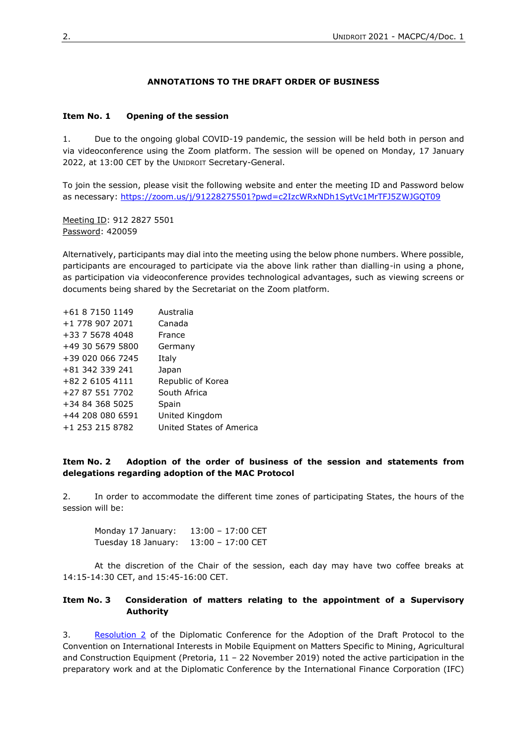**ANNOTATIONS TO THE DRAFT ORDER OF BUSINESS**

**Item No. 1 Opening of the session**

1. Due to the ongoing global COVID-19 pandemic, the session will be held both in person and via videoconference using the Zoom platform. The session will be opened on Monday, 17 January 2022, at 13:00 CET by the UNIDROIT Secretary-General.

To join the session, please visit the following website and enter the meeting ID and Password below as necessary: https://zoom.us/j/91228275501?pwd=c2IzcWRxNDh1SytVc1MrTFJ5ZWJGQT09

Meeting ID: 912 2827 5501
Password: 420059

Alternatively, participants may dial into the meeting using the below phone numbers. Where possible, participants are encouraged to participate via the above link rather than dialling-in using a phone, as participation via videoconference provides technological advantages, such as viewing screens or documents being shared by the Secretariat on the Zoom platform.

| | |
|---|---|
| +61 8 7150 1149 | Australia |
| +1 778 907 2071 | Canada |
| +33 7 5678 4048 | France |
| +49 30 5679 5800 | Germany |
| +39 020 066 7245 | Italy |
| +81 342 339 241 | Japan |
| +82 2 6105 4111 | Republic of Korea |
| +27 87 551 7702 | South Africa |
| +34 84 368 5025 | Spain |
| +44 208 080 6591 | United Kingdom |
| +1 253 215 8782 | United States of America |

**Item No. 2 Adoption of the order of business of the session and statements from delegations regarding adoption of the MAC Protocol**

2. In order to accommodate the different time zones of participating States, the hours of the session will be:

Monday 17 January: 13:00 – 17:00 CET
Tuesday 18 January: 13:00 – 17:00 CET

At the discretion of the Chair of the session, each day may have two coffee breaks at 14:15-14:30 CET, and 15:45-16:00 CET.

**Item No. 3 Consideration of matters relating to the appointment of a Supervisory Authority**

3. Resolution 2 of the Diplomatic Conference for the Adoption of the Draft Protocol to the Convention on International Interests in Mobile Equipment on Matters Specific to Mining, Agricultural and Construction Equipment (Pretoria, 11 – 22 November 2019) noted the active participation in the preparatory work and at the Diplomatic Conference by the International Finance Corporation (IFC)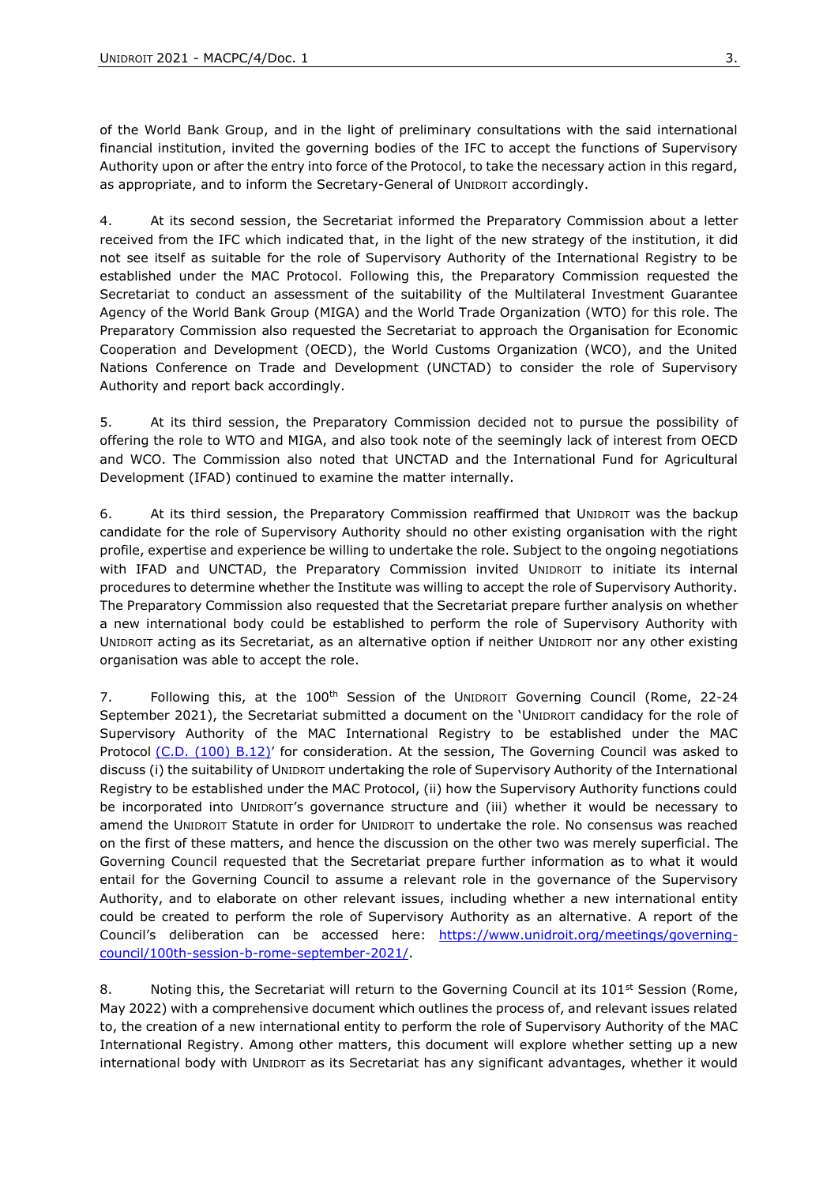of the World Bank Group, and in the light of preliminary consultations with the said international financial institution, invited the governing bodies of the IFC to accept the functions of Supervisory Authority upon or after the entry into force of the Protocol, to take the necessary action in this regard, as appropriate, and to inform the Secretary-General of UNIDROIT accordingly.

4. At its second session, the Secretariat informed the Preparatory Commission about a letter received from the IFC which indicated that, in the light of the new strategy of the institution, it did not see itself as suitable for the role of Supervisory Authority of the International Registry to be established under the MAC Protocol. Following this, the Preparatory Commission requested the Secretariat to conduct an assessment of the suitability of the Multilateral Investment Guarantee Agency of the World Bank Group (MIGA) and the World Trade Organization (WTO) for this role. The Preparatory Commission also requested the Secretariat to approach the Organisation for Economic Cooperation and Development (OECD), the World Customs Organization (WCO), and the United Nations Conference on Trade and Development (UNCTAD) to consider the role of Supervisory Authority and report back accordingly.

5. At its third session, the Preparatory Commission decided not to pursue the possibility of offering the role to WTO and MIGA, and also took note of the seemingly lack of interest from OECD and WCO. The Commission also noted that UNCTAD and the International Fund for Agricultural Development (IFAD) continued to examine the matter internally.

6. At its third session, the Preparatory Commission reaffirmed that UNIDROIT was the backup candidate for the role of Supervisory Authority should no other existing organisation with the right profile, expertise and experience be willing to undertake the role. Subject to the ongoing negotiations with IFAD and UNCTAD, the Preparatory Commission invited UNIDROIT to initiate its internal procedures to determine whether the Institute was willing to accept the role of Supervisory Authority. The Preparatory Commission also requested that the Secretariat prepare further analysis on whether a new international body could be established to perform the role of Supervisory Authority with UNIDROIT acting as its Secretariat, as an alternative option if neither UNIDROIT nor any other existing organisation was able to accept the role.

7. Following this, at the 100th Session of the UNIDROIT Governing Council (Rome, 22-24 September 2021), the Secretariat submitted a document on the 'UNIDROIT candidacy for the role of Supervisory Authority of the MAC International Registry to be established under the MAC Protocol [(C.D. (100) B.12)]' for consideration. At the session, The Governing Council was asked to discuss (i) the suitability of UNIDROIT undertaking the role of Supervisory Authority of the International Registry to be established under the MAC Protocol, (ii) how the Supervisory Authority functions could be incorporated into UNIDROIT's governance structure and (iii) whether it would be necessary to amend the UNIDROIT Statute in order for UNIDROIT to undertake the role. No consensus was reached on the first of these matters, and hence the discussion on the other two was merely superficial. The Governing Council requested that the Secretariat prepare further information as to what it would entail for the Governing Council to assume a relevant role in the governance of the Supervisory Authority, and to elaborate on other relevant issues, including whether a new international entity could be created to perform the role of Supervisory Authority as an alternative. A report of the Council's deliberation can be accessed here: https://www.unidroit.org/meetings/governing-council/100th-session-b-rome-september-2021/.

8. Noting this, the Secretariat will return to the Governing Council at its 101st Session (Rome, May 2022) with a comprehensive document which outlines the process of, and relevant issues related to, the creation of a new international entity to perform the role of Supervisory Authority of the MAC International Registry. Among other matters, this document will explore whether setting up a new international body with UNIDROIT as its Secretariat has any significant advantages, whether it would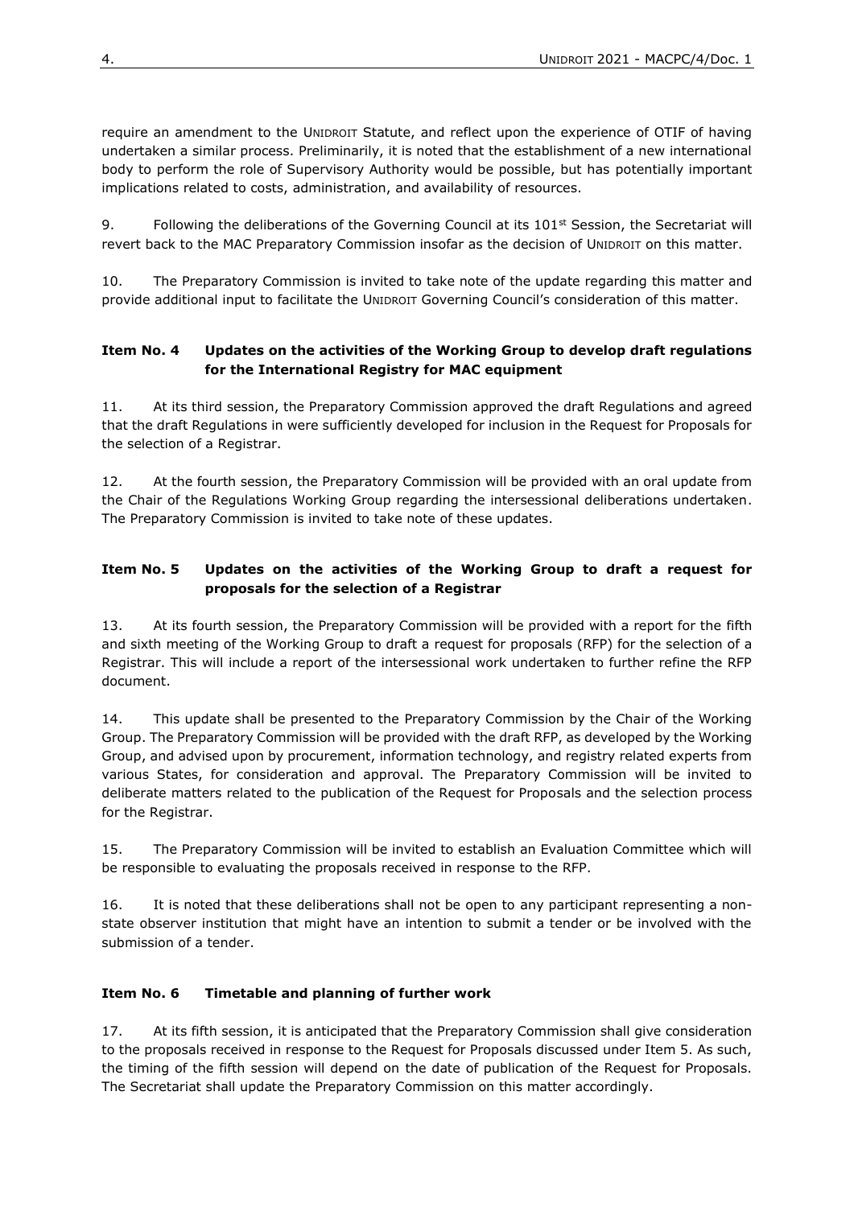require an amendment to the UNIDROIT Statute, and reflect upon the experience of OTIF of having undertaken a similar process. Preliminarily, it is noted that the establishment of a new international body to perform the role of Supervisory Authority would be possible, but has potentially important implications related to costs, administration, and availability of resources.

9. Following the deliberations of the Governing Council at its 101st Session, the Secretariat will revert back to the MAC Preparatory Commission insofar as the decision of UNIDROIT on this matter.

10. The Preparatory Commission is invited to take note of the update regarding this matter and provide additional input to facilitate the UNIDROIT Governing Council's consideration of this matter.

### Item No. 4 Updates on the activities of the Working Group to develop draft regulations for the International Registry for MAC equipment

11. At its third session, the Preparatory Commission approved the draft Regulations and agreed that the draft Regulations in were sufficiently developed for inclusion in the Request for Proposals for the selection of a Registrar.

12. At the fourth session, the Preparatory Commission will be provided with an oral update from the Chair of the Regulations Working Group regarding the intersessional deliberations undertaken. The Preparatory Commission is invited to take note of these updates.

### Item No. 5 Updates on the activities of the Working Group to draft a request for proposals for the selection of a Registrar

13. At its fourth session, the Preparatory Commission will be provided with a report for the fifth and sixth meeting of the Working Group to draft a request for proposals (RFP) for the selection of a Registrar. This will include a report of the intersessional work undertaken to further refine the RFP document.

14. This update shall be presented to the Preparatory Commission by the Chair of the Working Group. The Preparatory Commission will be provided with the draft RFP, as developed by the Working Group, and advised upon by procurement, information technology, and registry related experts from various States, for consideration and approval. The Preparatory Commission will be invited to deliberate matters related to the publication of the Request for Proposals and the selection process for the Registrar.

15. The Preparatory Commission will be invited to establish an Evaluation Committee which will be responsible to evaluating the proposals received in response to the RFP.

16. It is noted that these deliberations shall not be open to any participant representing a non-state observer institution that might have an intention to submit a tender or be involved with the submission of a tender.

### Item No. 6 Timetable and planning of further work

17. At its fifth session, it is anticipated that the Preparatory Commission shall give consideration to the proposals received in response to the Request for Proposals discussed under Item 5. As such, the timing of the fifth session will depend on the date of publication of the Request for Proposals. The Secretariat shall update the Preparatory Commission on this matter accordingly.